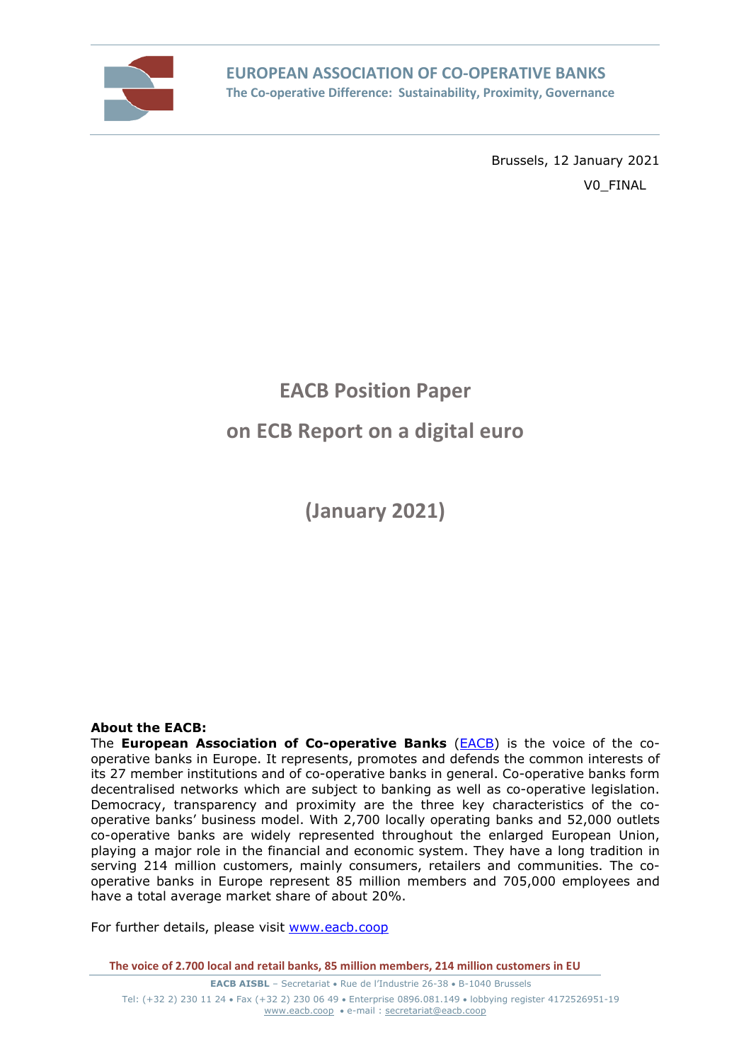**EUROPEAN ASSOCIATION OF CO-OPERATIVE BANKS**
**The Co-operative Difference: Sustainability, Proximity, Governance**

Brussels, 12 January 2021

V0_FINAL

# EACB Position Paper

# on ECB Report on a digital euro

## (January 2021)

**About the EACB:**
The **European Association of Co-operative Banks** (EACB) is the voice of the co-operative banks in Europe. It represents, promotes and defends the common interests of its 27 member institutions and of co-operative banks in general. Co-operative banks form decentralised networks which are subject to banking as well as co-operative legislation. Democracy, transparency and proximity are the three key characteristics of the co-operative banks' business model. With 2,700 locally operating banks and 52,000 outlets co-operative banks are widely represented throughout the enlarged European Union, playing a major role in the financial and economic system. They have a long tradition in serving 214 million customers, mainly consumers, retailers and communities. The co-operative banks in Europe represent 85 million members and 705,000 employees and have a total average market share of about 20%.

For further details, please visit www.eacb.coop

**The voice of 2.700 local and retail banks, 85 million members, 214 million customers in EU**

**EACB AISBL** – Secretariat • Rue de l'Industrie 26-38 • B-1040 Brussels
Tel: (+32 2) 230 11 24 • Fax (+32 2) 230 06 49 • Enterprise 0896.081.149 • lobbying register 4172526951-19
www.eacb.coop • e-mail : secretariat@eacb.coop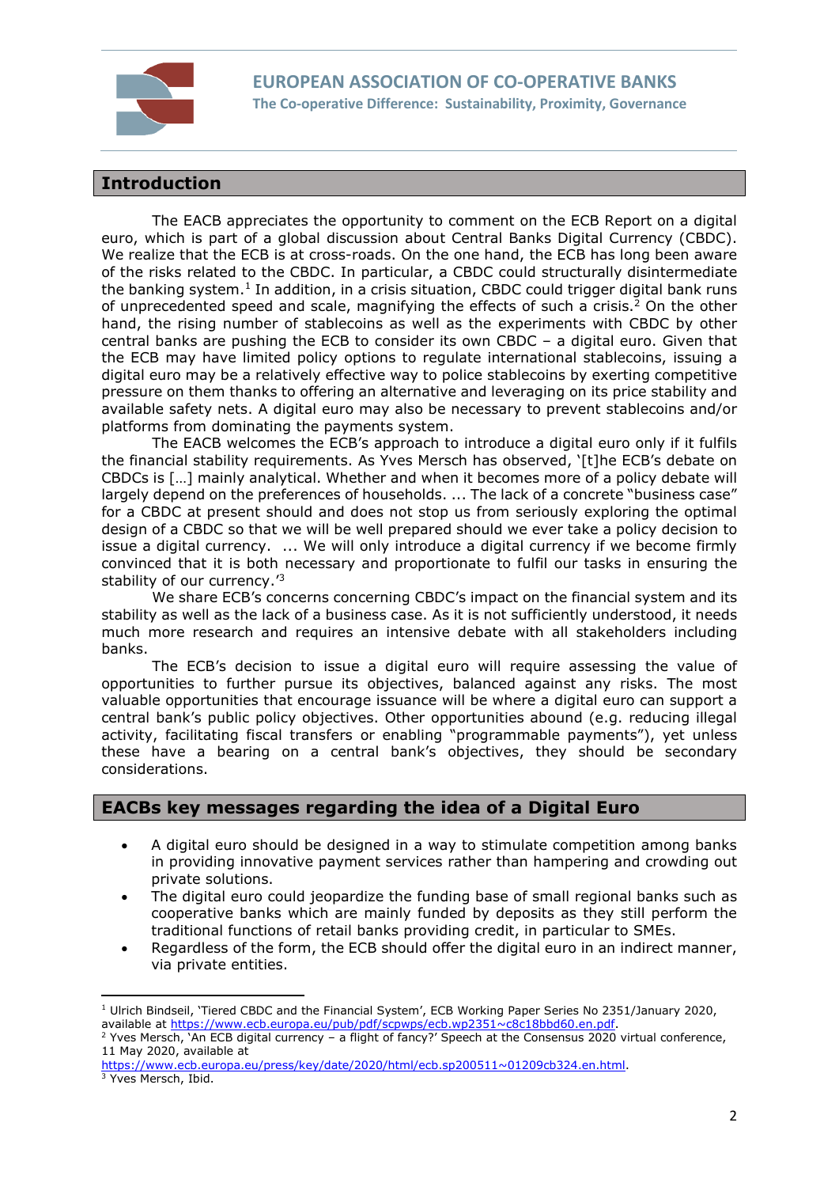## Introduction

The EACB appreciates the opportunity to comment on the ECB Report on a digital euro, which is part of a global discussion about Central Banks Digital Currency (CBDC). We realize that the ECB is at cross-roads. On the one hand, the ECB has long been aware of the risks related to the CBDC. In particular, a CBDC could structurally disintermediate the banking system.[1] In addition, in a crisis situation, CBDC could trigger digital bank runs of unprecedented speed and scale, magnifying the effects of such a crisis.[2] On the other hand, the rising number of stablecoins as well as the experiments with CBDC by other central banks are pushing the ECB to consider its own CBDC – a digital euro. Given that the ECB may have limited policy options to regulate international stablecoins, issuing a digital euro may be a relatively effective way to police stablecoins by exerting competitive pressure on them thanks to offering an alternative and leveraging on its price stability and available safety nets. A digital euro may also be necessary to prevent stablecoins and/or platforms from dominating the payments system.

The EACB welcomes the ECB's approach to introduce a digital euro only if it fulfils the financial stability requirements. As Yves Mersch has observed, '[t]he ECB's debate on CBDCs is […] mainly analytical. Whether and when it becomes more of a policy debate will largely depend on the preferences of households. ... The lack of a concrete "business case" for a CBDC at present should and does not stop us from seriously exploring the optimal design of a CBDC so that we will be well prepared should we ever take a policy decision to issue a digital currency. ... We will only introduce a digital currency if we become firmly convinced that it is both necessary and proportionate to fulfil our tasks in ensuring the stability of our currency.'[3]

We share ECB's concerns concerning CBDC's impact on the financial system and its stability as well as the lack of a business case. As it is not sufficiently understood, it needs much more research and requires an intensive debate with all stakeholders including banks.

The ECB's decision to issue a digital euro will require assessing the value of opportunities to further pursue its objectives, balanced against any risks. The most valuable opportunities that encourage issuance will be where a digital euro can support a central bank's public policy objectives. Other opportunities abound (e.g. reducing illegal activity, facilitating fiscal transfers or enabling "programmable payments"), yet unless these have a bearing on a central bank's objectives, they should be secondary considerations.

## EACBs key messages regarding the idea of a Digital Euro

- A digital euro should be designed in a way to stimulate competition among banks in providing innovative payment services rather than hampering and crowding out private solutions.
- The digital euro could jeopardize the funding base of small regional banks such as cooperative banks which are mainly funded by deposits as they still perform the traditional functions of retail banks providing credit, in particular to SMEs.
- Regardless of the form, the ECB should offer the digital euro in an indirect manner, via private entities.

---

[1] Ulrich Bindseil, 'Tiered CBDC and the Financial System', ECB Working Paper Series No 2351/January 2020, available at https://www.ecb.europa.eu/pub/pdf/scpwps/ecb.wp2351~c8c18bbd60.en.pdf.

[2] Yves Mersch, 'An ECB digital currency – a flight of fancy?' Speech at the Consensus 2020 virtual conference, 11 May 2020, available at https://www.ecb.europa.eu/press/key/date/2020/html/ecb.sp200511~01209cb324.en.html.

[3] Yves Mersch, Ibid.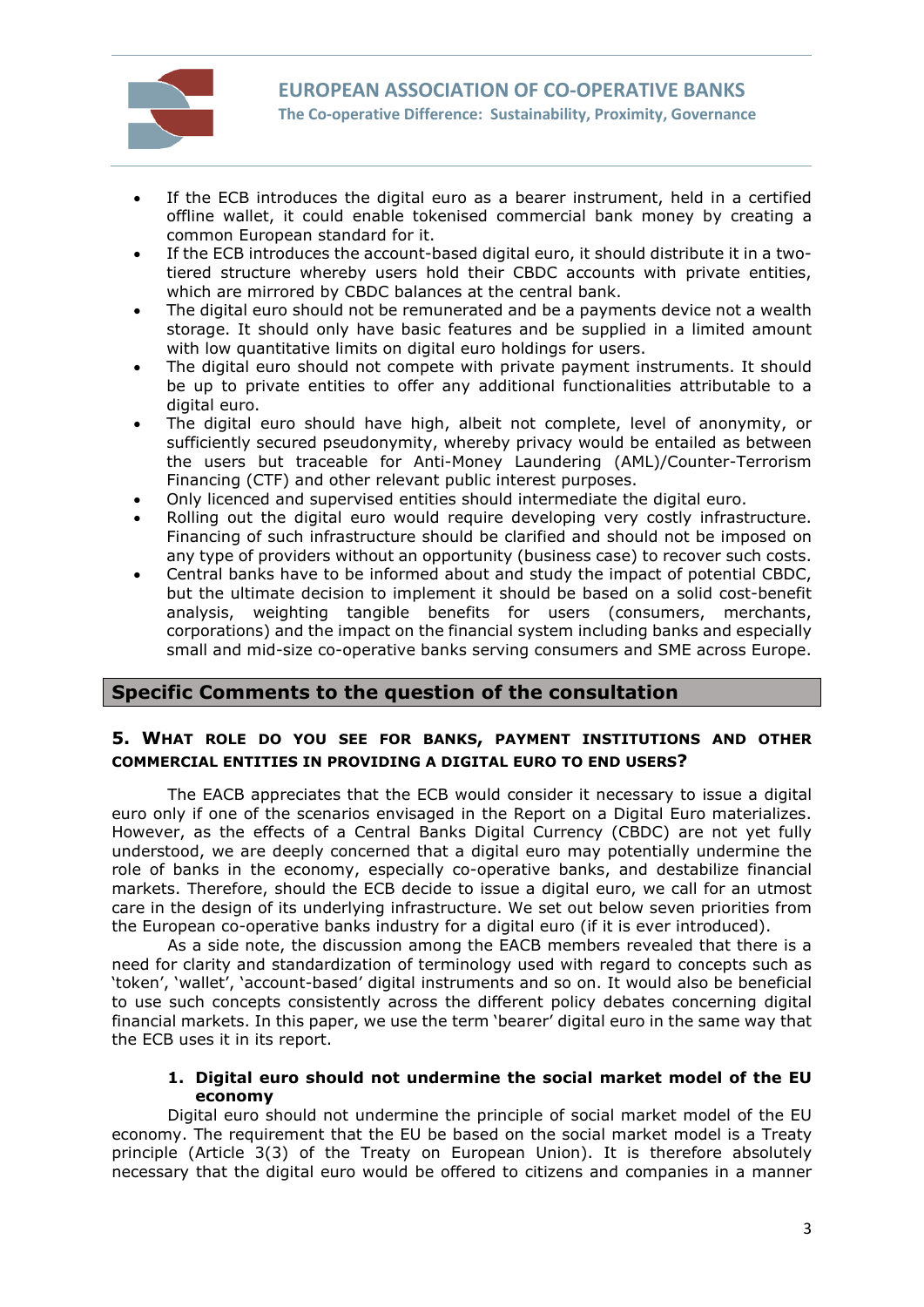- If the ECB introduces the digital euro as a bearer instrument, held in a certified offline wallet, it could enable tokenised commercial bank money by creating a common European standard for it.
- If the ECB introduces the account-based digital euro, it should distribute it in a two-tiered structure whereby users hold their CBDC accounts with private entities, which are mirrored by CBDC balances at the central bank.
- The digital euro should not be remunerated and be a payments device not a wealth storage. It should only have basic features and be supplied in a limited amount with low quantitative limits on digital euro holdings for users.
- The digital euro should not compete with private payment instruments. It should be up to private entities to offer any additional functionalities attributable to a digital euro.
- The digital euro should have high, albeit not complete, level of anonymity, or sufficiently secured pseudonymity, whereby privacy would be entailed as between the users but traceable for Anti-Money Laundering (AML)/Counter-Terrorism Financing (CTF) and other relevant public interest purposes.
- Only licenced and supervised entities should intermediate the digital euro.
- Rolling out the digital euro would require developing very costly infrastructure. Financing of such infrastructure should be clarified and should not be imposed on any type of providers without an opportunity (business case) to recover such costs.
- Central banks have to be informed about and study the impact of potential CBDC, but the ultimate decision to implement it should be based on a solid cost-benefit analysis, weighting tangible benefits for users (consumers, merchants, corporations) and the impact on the financial system including banks and especially small and mid-size co-operative banks serving consumers and SME across Europe.

## Specific Comments to the question of the consultation

### 5. What role do you see for banks, payment institutions and other commercial entities in providing a digital euro to end users?

The EACB appreciates that the ECB would consider it necessary to issue a digital euro only if one of the scenarios envisaged in the Report on a Digital Euro materializes. However, as the effects of a Central Banks Digital Currency (CBDC) are not yet fully understood, we are deeply concerned that a digital euro may potentially undermine the role of banks in the economy, especially co-operative banks, and destabilize financial markets. Therefore, should the ECB decide to issue a digital euro, we call for an utmost care in the design of its underlying infrastructure. We set out below seven priorities from the European co-operative banks industry for a digital euro (if it is ever introduced).

As a side note, the discussion among the EACB members revealed that there is a need for clarity and standardization of terminology used with regard to concepts such as 'token', 'wallet', 'account-based' digital instruments and so on. It would also be beneficial to use such concepts consistently across the different policy debates concerning digital financial markets. In this paper, we use the term 'bearer' digital euro in the same way that the ECB uses it in its report.

#### 1. Digital euro should not undermine the social market model of the EU economy

Digital euro should not undermine the principle of social market model of the EU economy. The requirement that the EU be based on the social market model is a Treaty principle (Article 3(3) of the Treaty on European Union). It is therefore absolutely necessary that the digital euro would be offered to citizens and companies in a manner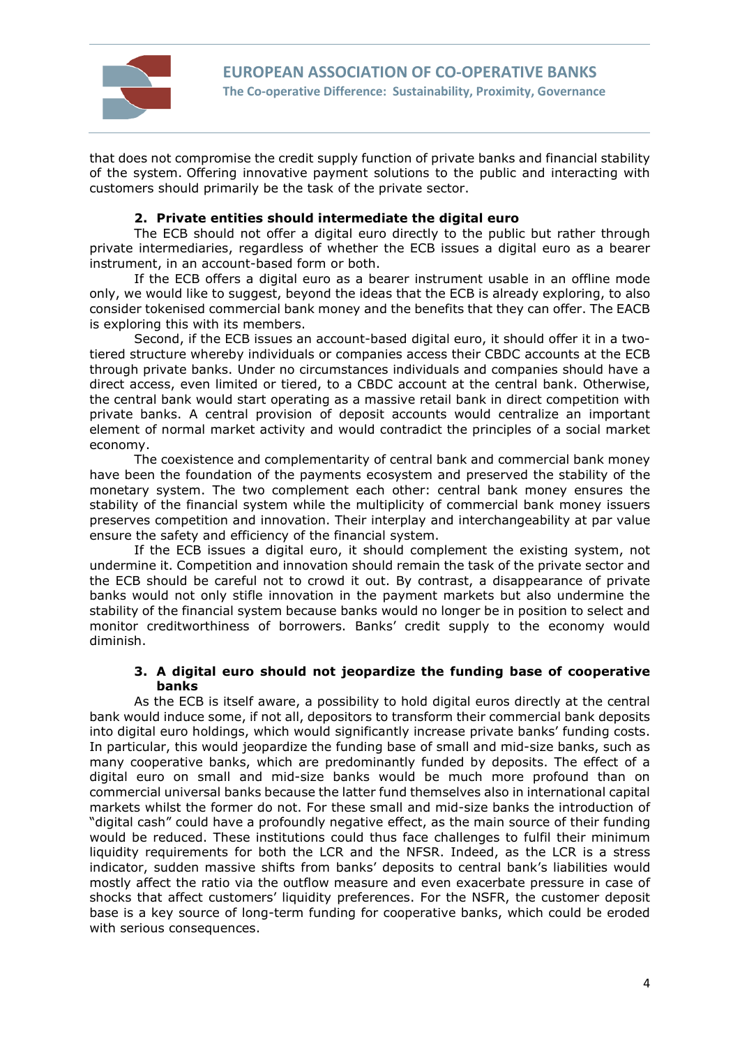that does not compromise the credit supply function of private banks and financial stability of the system. Offering innovative payment solutions to the public and interacting with customers should primarily be the task of the private sector.

**2. Private entities should intermediate the digital euro**

The ECB should not offer a digital euro directly to the public but rather through private intermediaries, regardless of whether the ECB issues a digital euro as a bearer instrument, in an account-based form or both.

If the ECB offers a digital euro as a bearer instrument usable in an offline mode only, we would like to suggest, beyond the ideas that the ECB is already exploring, to also consider tokenised commercial bank money and the benefits that they can offer. The EACB is exploring this with its members.

Second, if the ECB issues an account-based digital euro, it should offer it in a two-tiered structure whereby individuals or companies access their CBDC accounts at the ECB through private banks. Under no circumstances individuals and companies should have a direct access, even limited or tiered, to a CBDC account at the central bank. Otherwise, the central bank would start operating as a massive retail bank in direct competition with private banks. A central provision of deposit accounts would centralize an important element of normal market activity and would contradict the principles of a social market economy.

The coexistence and complementarity of central bank and commercial bank money have been the foundation of the payments ecosystem and preserved the stability of the monetary system. The two complement each other: central bank money ensures the stability of the financial system while the multiplicity of commercial bank money issuers preserves competition and innovation. Their interplay and interchangeability at par value ensure the safety and efficiency of the financial system.

If the ECB issues a digital euro, it should complement the existing system, not undermine it. Competition and innovation should remain the task of the private sector and the ECB should be careful not to crowd it out. By contrast, a disappearance of private banks would not only stifle innovation in the payment markets but also undermine the stability of the financial system because banks would no longer be in position to select and monitor creditworthiness of borrowers. Banks' credit supply to the economy would diminish.

**3. A digital euro should not jeopardize the funding base of cooperative banks**

As the ECB is itself aware, a possibility to hold digital euros directly at the central bank would induce some, if not all, depositors to transform their commercial bank deposits into digital euro holdings, which would significantly increase private banks' funding costs. In particular, this would jeopardize the funding base of small and mid-size banks, such as many cooperative banks, which are predominantly funded by deposits. The effect of a digital euro on small and mid-size banks would be much more profound than on commercial universal banks because the latter fund themselves also in international capital markets whilst the former do not. For these small and mid-size banks the introduction of "digital cash" could have a profoundly negative effect, as the main source of their funding would be reduced. These institutions could thus face challenges to fulfil their minimum liquidity requirements for both the LCR and the NFSR. Indeed, as the LCR is a stress indicator, sudden massive shifts from banks' deposits to central bank's liabilities would mostly affect the ratio via the outflow measure and even exacerbate pressure in case of shocks that affect customers' liquidity preferences. For the NSFR, the customer deposit base is a key source of long-term funding for cooperative banks, which could be eroded with serious consequences.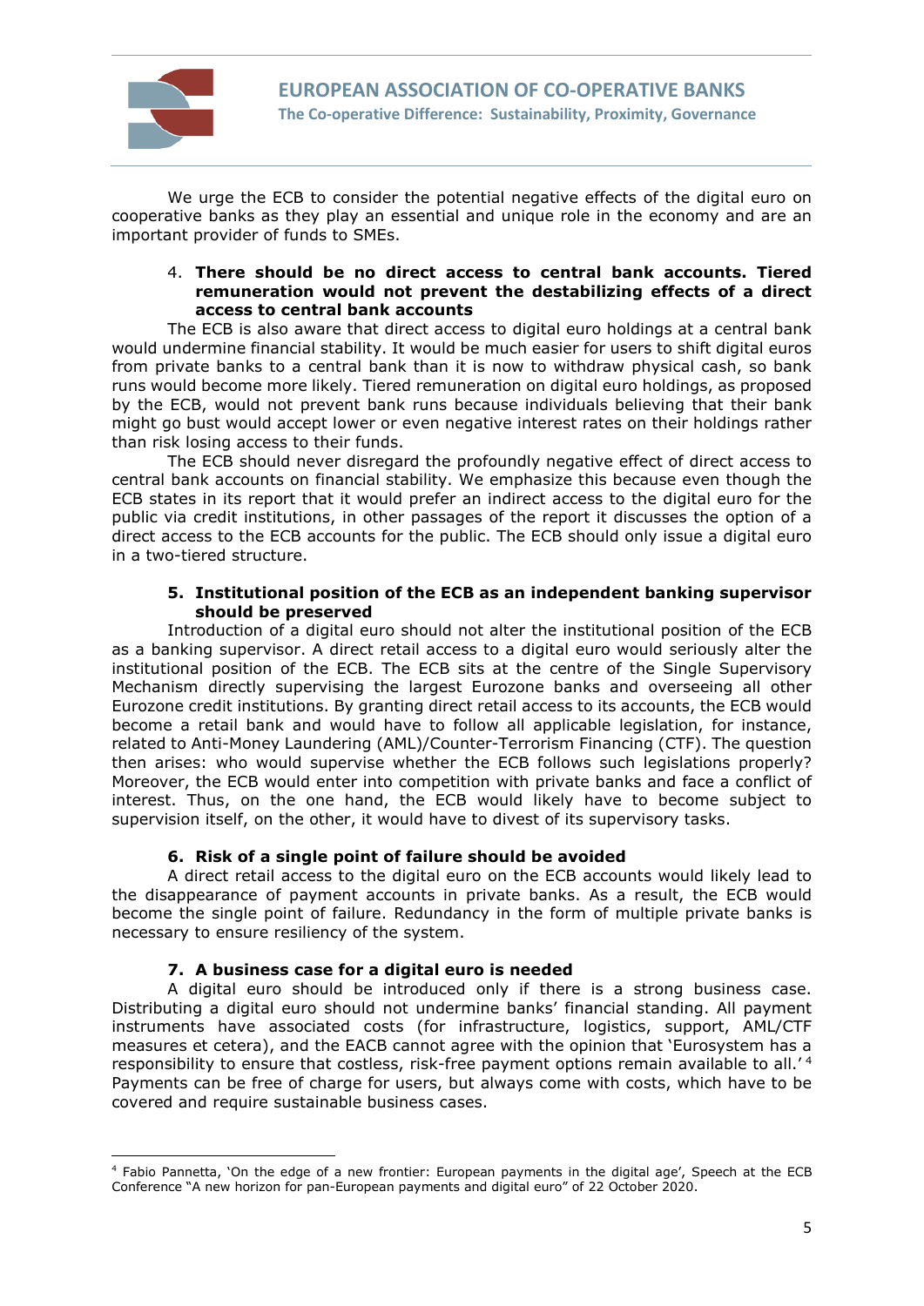We urge the ECB to consider the potential negative effects of the digital euro on cooperative banks as they play an essential and unique role in the economy and are an important provider of funds to SMEs.

4. **There should be no direct access to central bank accounts. Tiered remuneration would not prevent the destabilizing effects of a direct access to central bank accounts**

The ECB is also aware that direct access to digital euro holdings at a central bank would undermine financial stability. It would be much easier for users to shift digital euros from private banks to a central bank than it is now to withdraw physical cash, so bank runs would become more likely. Tiered remuneration on digital euro holdings, as proposed by the ECB, would not prevent bank runs because individuals believing that their bank might go bust would accept lower or even negative interest rates on their holdings rather than risk losing access to their funds.

The ECB should never disregard the profoundly negative effect of direct access to central bank accounts on financial stability. We emphasize this because even though the ECB states in its report that it would prefer an indirect access to the digital euro for the public via credit institutions, in other passages of the report it discusses the option of a direct access to the ECB accounts for the public. The ECB should only issue a digital euro in a two-tiered structure.

5. **Institutional position of the ECB as an independent banking supervisor should be preserved**

Introduction of a digital euro should not alter the institutional position of the ECB as a banking supervisor. A direct retail access to a digital euro would seriously alter the institutional position of the ECB. The ECB sits at the centre of the Single Supervisory Mechanism directly supervising the largest Eurozone banks and overseeing all other Eurozone credit institutions. By granting direct retail access to its accounts, the ECB would become a retail bank and would have to follow all applicable legislation, for instance, related to Anti-Money Laundering (AML)/Counter-Terrorism Financing (CTF). The question then arises: who would supervise whether the ECB follows such legislations properly? Moreover, the ECB would enter into competition with private banks and face a conflict of interest. Thus, on the one hand, the ECB would likely have to become subject to supervision itself, on the other, it would have to divest of its supervisory tasks.

6. **Risk of a single point of failure should be avoided**

A direct retail access to the digital euro on the ECB accounts would likely lead to the disappearance of payment accounts in private banks. As a result, the ECB would become the single point of failure. Redundancy in the form of multiple private banks is necessary to ensure resiliency of the system.

7. **A business case for a digital euro is needed**

A digital euro should be introduced only if there is a strong business case. Distributing a digital euro should not undermine banks' financial standing. All payment instruments have associated costs (for infrastructure, logistics, support, AML/CTF measures et cetera), and the EACB cannot agree with the opinion that 'Eurosystem has a responsibility to ensure that costless, risk-free payment options remain available to all.'[4] Payments can be free of charge for users, but always come with costs, which have to be covered and require sustainable business cases.

---

[4] Fabio Pannetta, 'On the edge of a new frontier: European payments in the digital age', Speech at the ECB Conference "A new horizon for pan-European payments and digital euro" of 22 October 2020.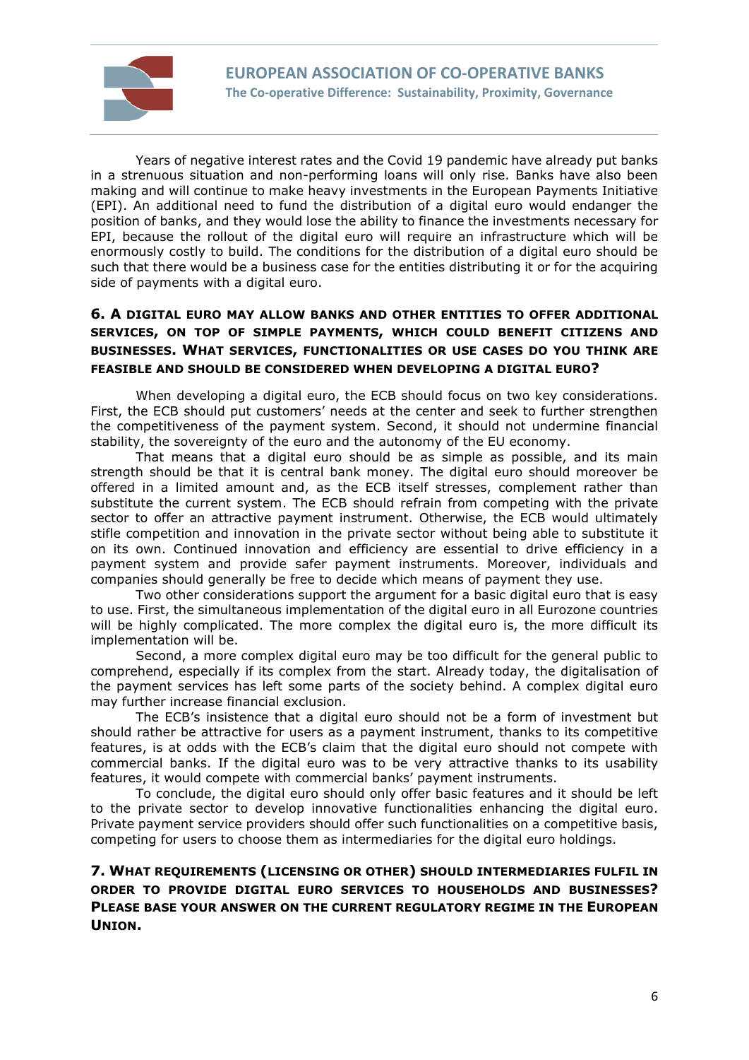Years of negative interest rates and the Covid 19 pandemic have already put banks in a strenuous situation and non-performing loans will only rise. Banks have also been making and will continue to make heavy investments in the European Payments Initiative (EPI). An additional need to fund the distribution of a digital euro would endanger the position of banks, and they would lose the ability to finance the investments necessary for EPI, because the rollout of the digital euro will require an infrastructure which will be enormously costly to build. The conditions for the distribution of a digital euro should be such that there would be a business case for the entities distributing it or for the acquiring side of payments with a digital euro.

### 6. A DIGITAL EURO MAY ALLOW BANKS AND OTHER ENTITIES TO OFFER ADDITIONAL SERVICES, ON TOP OF SIMPLE PAYMENTS, WHICH COULD BENEFIT CITIZENS AND BUSINESSES. WHAT SERVICES, FUNCTIONALITIES OR USE CASES DO YOU THINK ARE FEASIBLE AND SHOULD BE CONSIDERED WHEN DEVELOPING A DIGITAL EURO?

When developing a digital euro, the ECB should focus on two key considerations. First, the ECB should put customers' needs at the center and seek to further strengthen the competitiveness of the payment system. Second, it should not undermine financial stability, the sovereignty of the euro and the autonomy of the EU economy.

That means that a digital euro should be as simple as possible, and its main strength should be that it is central bank money. The digital euro should moreover be offered in a limited amount and, as the ECB itself stresses, complement rather than substitute the current system. The ECB should refrain from competing with the private sector to offer an attractive payment instrument. Otherwise, the ECB would ultimately stifle competition and innovation in the private sector without being able to substitute it on its own. Continued innovation and efficiency are essential to drive efficiency in a payment system and provide safer payment instruments. Moreover, individuals and companies should generally be free to decide which means of payment they use.

Two other considerations support the argument for a basic digital euro that is easy to use. First, the simultaneous implementation of the digital euro in all Eurozone countries will be highly complicated. The more complex the digital euro is, the more difficult its implementation will be.

Second, a more complex digital euro may be too difficult for the general public to comprehend, especially if its complex from the start. Already today, the digitalisation of the payment services has left some parts of the society behind. A complex digital euro may further increase financial exclusion.

The ECB's insistence that a digital euro should not be a form of investment but should rather be attractive for users as a payment instrument, thanks to its competitive features, is at odds with the ECB's claim that the digital euro should not compete with commercial banks. If the digital euro was to be very attractive thanks to its usability features, it would compete with commercial banks' payment instruments.

To conclude, the digital euro should only offer basic features and it should be left to the private sector to develop innovative functionalities enhancing the digital euro. Private payment service providers should offer such functionalities on a competitive basis, competing for users to choose them as intermediaries for the digital euro holdings.

### 7. WHAT REQUIREMENTS (LICENSING OR OTHER) SHOULD INTERMEDIARIES FULFIL IN ORDER TO PROVIDE DIGITAL EURO SERVICES TO HOUSEHOLDS AND BUSINESSES? PLEASE BASE YOUR ANSWER ON THE CURRENT REGULATORY REGIME IN THE EUROPEAN UNION.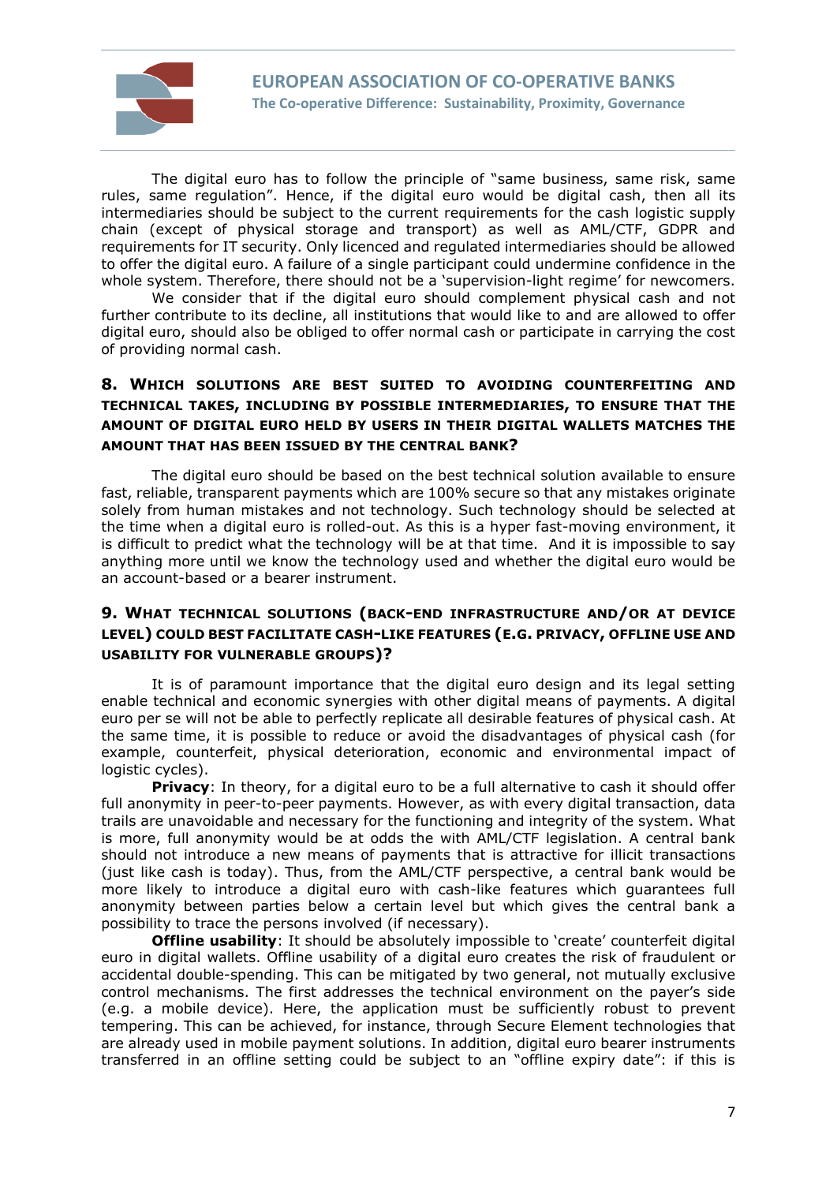The digital euro has to follow the principle of "same business, same risk, same rules, same regulation". Hence, if the digital euro would be digital cash, then all its intermediaries should be subject to the current requirements for the cash logistic supply chain (except of physical storage and transport) as well as AML/CTF, GDPR and requirements for IT security. Only licenced and regulated intermediaries should be allowed to offer the digital euro. A failure of a single participant could undermine confidence in the whole system. Therefore, there should not be a 'supervision-light regime' for newcomers.

We consider that if the digital euro should complement physical cash and not further contribute to its decline, all institutions that would like to and are allowed to offer digital euro, should also be obliged to offer normal cash or participate in carrying the cost of providing normal cash.

### 8. Which solutions are best suited to avoiding counterfeiting and technical takes, including by possible intermediaries, to ensure that the amount of digital euro held by users in their digital wallets matches the amount that has been issued by the central bank?

The digital euro should be based on the best technical solution available to ensure fast, reliable, transparent payments which are 100% secure so that any mistakes originate solely from human mistakes and not technology. Such technology should be selected at the time when a digital euro is rolled-out. As this is a hyper fast-moving environment, it is difficult to predict what the technology will be at that time. And it is impossible to say anything more until we know the technology used and whether the digital euro would be an account-based or a bearer instrument.

### 9. What technical solutions (back-end infrastructure and/or at device level) could best facilitate cash-like features (e.g. privacy, offline use and usability for vulnerable groups)?

It is of paramount importance that the digital euro design and its legal setting enable technical and economic synergies with other digital means of payments. A digital euro per se will not be able to perfectly replicate all desirable features of physical cash. At the same time, it is possible to reduce or avoid the disadvantages of physical cash (for example, counterfeit, physical deterioration, economic and environmental impact of logistic cycles).

**Privacy**: In theory, for a digital euro to be a full alternative to cash it should offer full anonymity in peer-to-peer payments. However, as with every digital transaction, data trails are unavoidable and necessary for the functioning and integrity of the system. What is more, full anonymity would be at odds the with AML/CTF legislation. A central bank should not introduce a new means of payments that is attractive for illicit transactions (just like cash is today). Thus, from the AML/CTF perspective, a central bank would be more likely to introduce a digital euro with cash-like features which guarantees full anonymity between parties below a certain level but which gives the central bank a possibility to trace the persons involved (if necessary).

**Offline usability**: It should be absolutely impossible to 'create' counterfeit digital euro in digital wallets. Offline usability of a digital euro creates the risk of fraudulent or accidental double-spending. This can be mitigated by two general, not mutually exclusive control mechanisms. The first addresses the technical environment on the payer's side (e.g. a mobile device). Here, the application must be sufficiently robust to prevent tempering. This can be achieved, for instance, through Secure Element technologies that are already used in mobile payment solutions. In addition, digital euro bearer instruments transferred in an offline setting could be subject to an "offline expiry date": if this is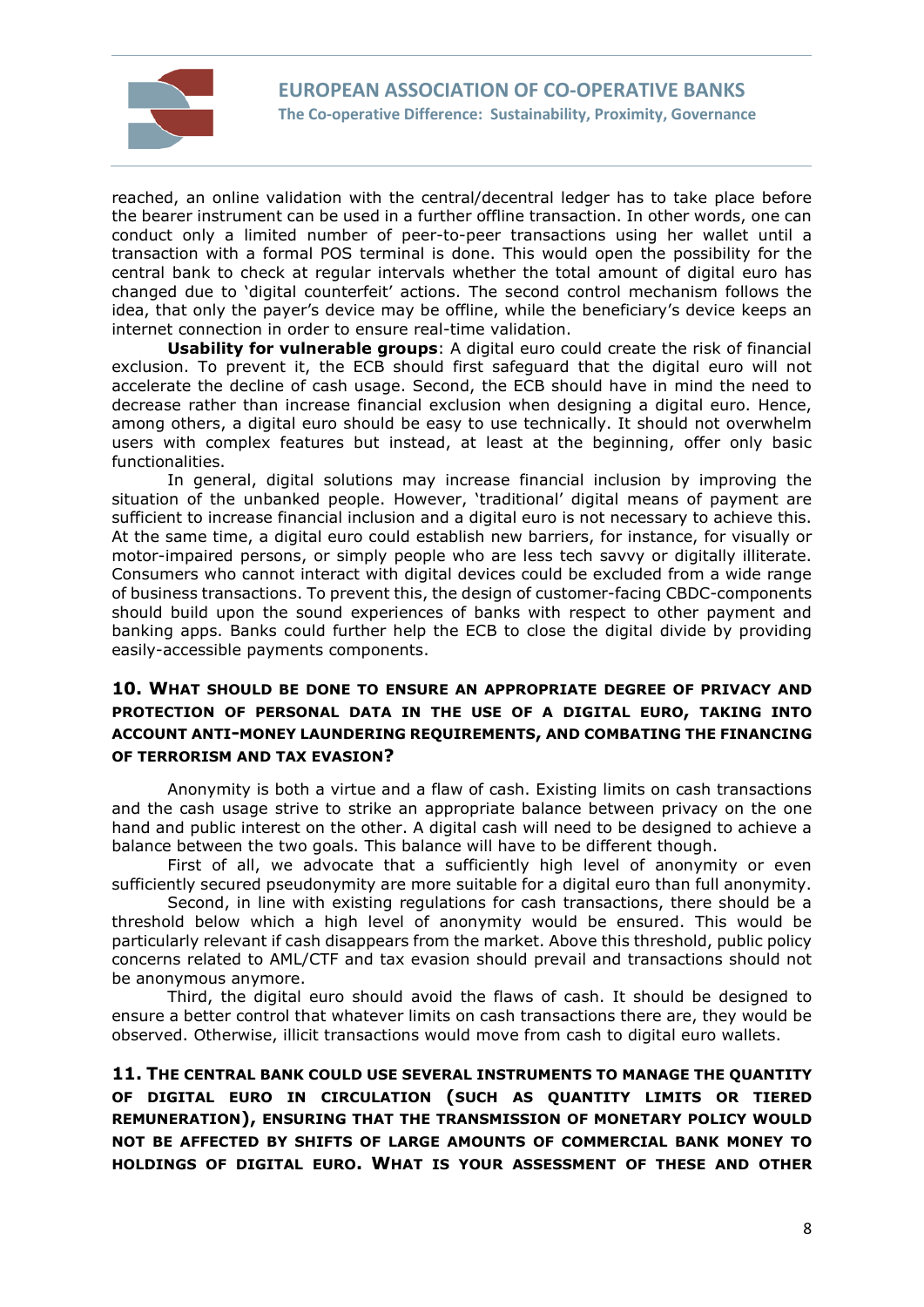reached, an online validation with the central/decentral ledger has to take place before the bearer instrument can be used in a further offline transaction. In other words, one can conduct only a limited number of peer-to-peer transactions using her wallet until a transaction with a formal POS terminal is done. This would open the possibility for the central bank to check at regular intervals whether the total amount of digital euro has changed due to 'digital counterfeit' actions. The second control mechanism follows the idea, that only the payer's device may be offline, while the beneficiary's device keeps an internet connection in order to ensure real-time validation.

**Usability for vulnerable groups**: A digital euro could create the risk of financial exclusion. To prevent it, the ECB should first safeguard that the digital euro will not accelerate the decline of cash usage. Second, the ECB should have in mind the need to decrease rather than increase financial exclusion when designing a digital euro. Hence, among others, a digital euro should be easy to use technically. It should not overwhelm users with complex features but instead, at least at the beginning, offer only basic functionalities.

In general, digital solutions may increase financial inclusion by improving the situation of the unbanked people. However, 'traditional' digital means of payment are sufficient to increase financial inclusion and a digital euro is not necessary to achieve this. At the same time, a digital euro could establish new barriers, for instance, for visually or motor-impaired persons, or simply people who are less tech savvy or digitally illiterate. Consumers who cannot interact with digital devices could be excluded from a wide range of business transactions. To prevent this, the design of customer-facing CBDC-components should build upon the sound experiences of banks with respect to other payment and banking apps. Banks could further help the ECB to close the digital divide by providing easily-accessible payments components.

### 10. What should be done to ensure an appropriate degree of privacy and protection of personal data in the use of a digital euro, taking into account anti-money laundering requirements, and combating the financing of terrorism and tax evasion?

Anonymity is both a virtue and a flaw of cash. Existing limits on cash transactions and the cash usage strive to strike an appropriate balance between privacy on the one hand and public interest on the other. A digital cash will need to be designed to achieve a balance between the two goals. This balance will have to be different though.

First of all, we advocate that a sufficiently high level of anonymity or even sufficiently secured pseudonymity are more suitable for a digital euro than full anonymity.

Second, in line with existing regulations for cash transactions, there should be a threshold below which a high level of anonymity would be ensured. This would be particularly relevant if cash disappears from the market. Above this threshold, public policy concerns related to AML/CTF and tax evasion should prevail and transactions should not be anonymous anymore.

Third, the digital euro should avoid the flaws of cash. It should be designed to ensure a better control that whatever limits on cash transactions there are, they would be observed. Otherwise, illicit transactions would move from cash to digital euro wallets.

### 11. The central bank could use several instruments to manage the quantity of digital euro in circulation (such as quantity limits or tiered remuneration), ensuring that the transmission of monetary policy would not be affected by shifts of large amounts of commercial bank money to holdings of digital euro. What is your assessment of these and other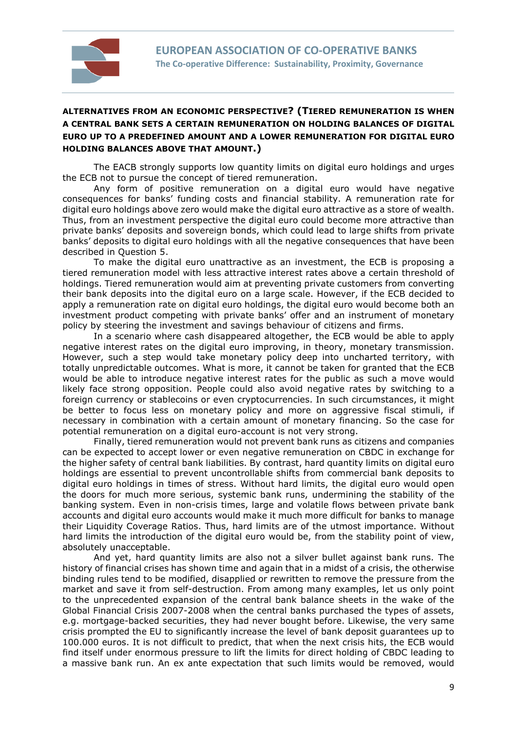**ALTERNATIVES FROM AN ECONOMIC PERSPECTIVE? (TIERED REMUNERATION IS WHEN A CENTRAL BANK SETS A CERTAIN REMUNERATION ON HOLDING BALANCES OF DIGITAL EURO UP TO A PREDEFINED AMOUNT AND A LOWER REMUNERATION FOR DIGITAL EURO HOLDING BALANCES ABOVE THAT AMOUNT.)**

The EACB strongly supports low quantity limits on digital euro holdings and urges the ECB not to pursue the concept of tiered remuneration.

Any form of positive remuneration on a digital euro would have negative consequences for banks' funding costs and financial stability. A remuneration rate for digital euro holdings above zero would make the digital euro attractive as a store of wealth. Thus, from an investment perspective the digital euro could become more attractive than private banks' deposits and sovereign bonds, which could lead to large shifts from private banks' deposits to digital euro holdings with all the negative consequences that have been described in Question 5.

To make the digital euro unattractive as an investment, the ECB is proposing a tiered remuneration model with less attractive interest rates above a certain threshold of holdings. Tiered remuneration would aim at preventing private customers from converting their bank deposits into the digital euro on a large scale. However, if the ECB decided to apply a remuneration rate on digital euro holdings, the digital euro would become both an investment product competing with private banks' offer and an instrument of monetary policy by steering the investment and savings behaviour of citizens and firms.

In a scenario where cash disappeared altogether, the ECB would be able to apply negative interest rates on the digital euro improving, in theory, monetary transmission. However, such a step would take monetary policy deep into uncharted territory, with totally unpredictable outcomes. What is more, it cannot be taken for granted that the ECB would be able to introduce negative interest rates for the public as such a move would likely face strong opposition. People could also avoid negative rates by switching to a foreign currency or stablecoins or even cryptocurrencies. In such circumstances, it might be better to focus less on monetary policy and more on aggressive fiscal stimuli, if necessary in combination with a certain amount of monetary financing. So the case for potential remuneration on a digital euro-account is not very strong.

Finally, tiered remuneration would not prevent bank runs as citizens and companies can be expected to accept lower or even negative remuneration on CBDC in exchange for the higher safety of central bank liabilities. By contrast, hard quantity limits on digital euro holdings are essential to prevent uncontrollable shifts from commercial bank deposits to digital euro holdings in times of stress. Without hard limits, the digital euro would open the doors for much more serious, systemic bank runs, undermining the stability of the banking system. Even in non-crisis times, large and volatile flows between private bank accounts and digital euro accounts would make it much more difficult for banks to manage their Liquidity Coverage Ratios. Thus, hard limits are of the utmost importance. Without hard limits the introduction of the digital euro would be, from the stability point of view, absolutely unacceptable.

And yet, hard quantity limits are also not a silver bullet against bank runs. The history of financial crises has shown time and again that in a midst of a crisis, the otherwise binding rules tend to be modified, disapplied or rewritten to remove the pressure from the market and save it from self-destruction. From among many examples, let us only point to the unprecedented expansion of the central bank balance sheets in the wake of the Global Financial Crisis 2007-2008 when the central banks purchased the types of assets, e.g. mortgage-backed securities, they had never bought before. Likewise, the very same crisis prompted the EU to significantly increase the level of bank deposit guarantees up to 100.000 euros. It is not difficult to predict, that when the next crisis hits, the ECB would find itself under enormous pressure to lift the limits for direct holding of CBDC leading to a massive bank run. An ex ante expectation that such limits would be removed, would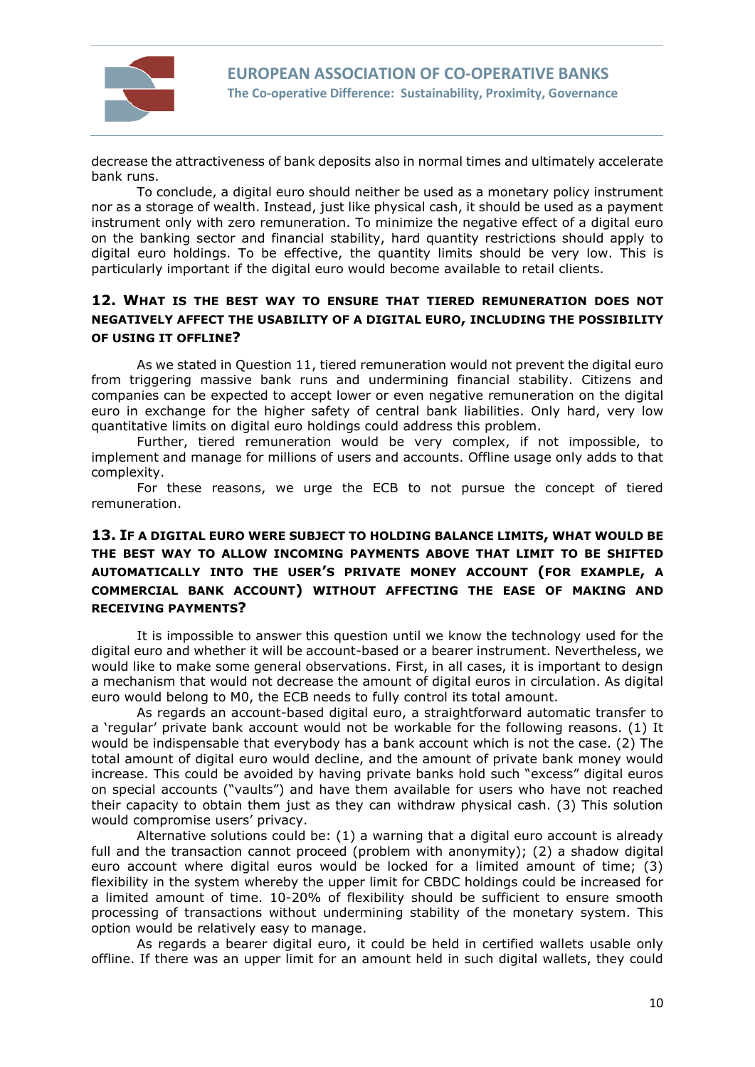decrease the attractiveness of bank deposits also in normal times and ultimately accelerate bank runs.

To conclude, a digital euro should neither be used as a monetary policy instrument nor as a storage of wealth. Instead, just like physical cash, it should be used as a payment instrument only with zero remuneration. To minimize the negative effect of a digital euro on the banking sector and financial stability, hard quantity restrictions should apply to digital euro holdings. To be effective, the quantity limits should be very low. This is particularly important if the digital euro would become available to retail clients.

### 12. What is the best way to ensure that tiered remuneration does not negatively affect the usability of a digital euro, including the possibility of using it offline?

As we stated in Question 11, tiered remuneration would not prevent the digital euro from triggering massive bank runs and undermining financial stability. Citizens and companies can be expected to accept lower or even negative remuneration on the digital euro in exchange for the higher safety of central bank liabilities. Only hard, very low quantitative limits on digital euro holdings could address this problem.

Further, tiered remuneration would be very complex, if not impossible, to implement and manage for millions of users and accounts. Offline usage only adds to that complexity.

For these reasons, we urge the ECB to not pursue the concept of tiered remuneration.

### 13. If a digital euro were subject to holding balance limits, what would be the best way to allow incoming payments above that limit to be shifted automatically into the user's private money account (for example, a commercial bank account) without affecting the ease of making and receiving payments?

It is impossible to answer this question until we know the technology used for the digital euro and whether it will be account-based or a bearer instrument. Nevertheless, we would like to make some general observations. First, in all cases, it is important to design a mechanism that would not decrease the amount of digital euros in circulation. As digital euro would belong to M0, the ECB needs to fully control its total amount.

As regards an account-based digital euro, a straightforward automatic transfer to a 'regular' private bank account would not be workable for the following reasons. (1) It would be indispensable that everybody has a bank account which is not the case. (2) The total amount of digital euro would decline, and the amount of private bank money would increase. This could be avoided by having private banks hold such "excess" digital euros on special accounts ("vaults") and have them available for users who have not reached their capacity to obtain them just as they can withdraw physical cash. (3) This solution would compromise users' privacy.

Alternative solutions could be: (1) a warning that a digital euro account is already full and the transaction cannot proceed (problem with anonymity); (2) a shadow digital euro account where digital euros would be locked for a limited amount of time; (3) flexibility in the system whereby the upper limit for CBDC holdings could be increased for a limited amount of time. 10-20% of flexibility should be sufficient to ensure smooth processing of transactions without undermining stability of the monetary system. This option would be relatively easy to manage.

As regards a bearer digital euro, it could be held in certified wallets usable only offline. If there was an upper limit for an amount held in such digital wallets, they could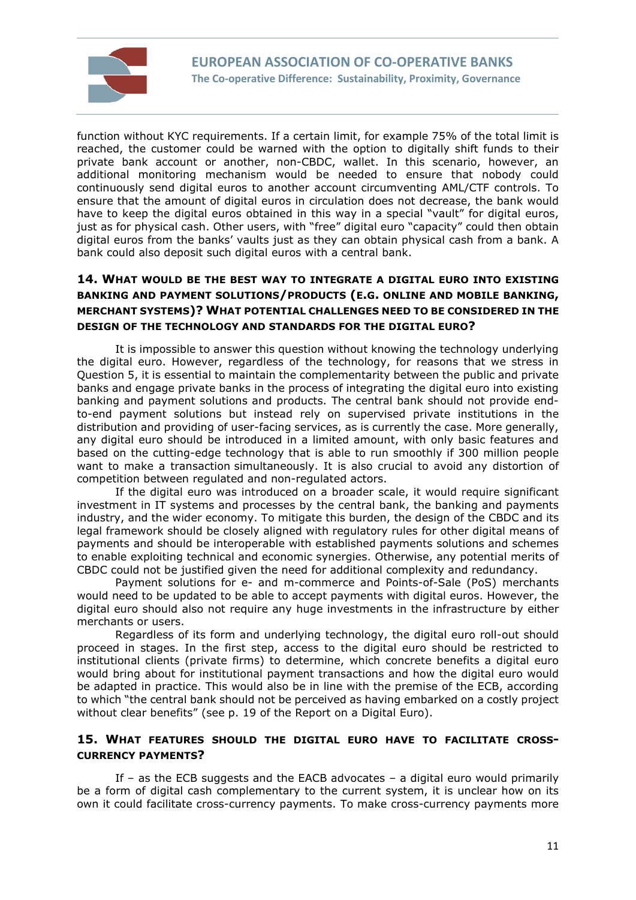function without KYC requirements. If a certain limit, for example 75% of the total limit is reached, the customer could be warned with the option to digitally shift funds to their private bank account or another, non-CBDC, wallet. In this scenario, however, an additional monitoring mechanism would be needed to ensure that nobody could continuously send digital euros to another account circumventing AML/CTF controls. To ensure that the amount of digital euros in circulation does not decrease, the bank would have to keep the digital euros obtained in this way in a special "vault" for digital euros, just as for physical cash. Other users, with "free" digital euro "capacity" could then obtain digital euros from the banks' vaults just as they can obtain physical cash from a bank. A bank could also deposit such digital euros with a central bank.

### 14. What would be the best way to integrate a digital euro into existing banking and payment solutions/products (e.g. online and mobile banking, merchant systems)? What potential challenges need to be considered in the design of the technology and standards for the digital euro?

It is impossible to answer this question without knowing the technology underlying the digital euro. However, regardless of the technology, for reasons that we stress in Question 5, it is essential to maintain the complementarity between the public and private banks and engage private banks in the process of integrating the digital euro into existing banking and payment solutions and products. The central bank should not provide end-to-end payment solutions but instead rely on supervised private institutions in the distribution and providing of user-facing services, as is currently the case. More generally, any digital euro should be introduced in a limited amount, with only basic features and based on the cutting-edge technology that is able to run smoothly if 300 million people want to make a transaction simultaneously. It is also crucial to avoid any distortion of competition between regulated and non-regulated actors.

If the digital euro was introduced on a broader scale, it would require significant investment in IT systems and processes by the central bank, the banking and payments industry, and the wider economy. To mitigate this burden, the design of the CBDC and its legal framework should be closely aligned with regulatory rules for other digital means of payments and should be interoperable with established payments solutions and schemes to enable exploiting technical and economic synergies. Otherwise, any potential merits of CBDC could not be justified given the need for additional complexity and redundancy.

Payment solutions for e- and m-commerce and Points-of-Sale (PoS) merchants would need to be updated to be able to accept payments with digital euros. However, the digital euro should also not require any huge investments in the infrastructure by either merchants or users.

Regardless of its form and underlying technology, the digital euro roll-out should proceed in stages. In the first step, access to the digital euro should be restricted to institutional clients (private firms) to determine, which concrete benefits a digital euro would bring about for institutional payment transactions and how the digital euro would be adapted in practice. This would also be in line with the premise of the ECB, according to which "the central bank should not be perceived as having embarked on a costly project without clear benefits" (see p. 19 of the Report on a Digital Euro).

### 15. What features should the digital euro have to facilitate cross-currency payments?

If – as the ECB suggests and the EACB advocates – a digital euro would primarily be a form of digital cash complementary to the current system, it is unclear how on its own it could facilitate cross-currency payments. To make cross-currency payments more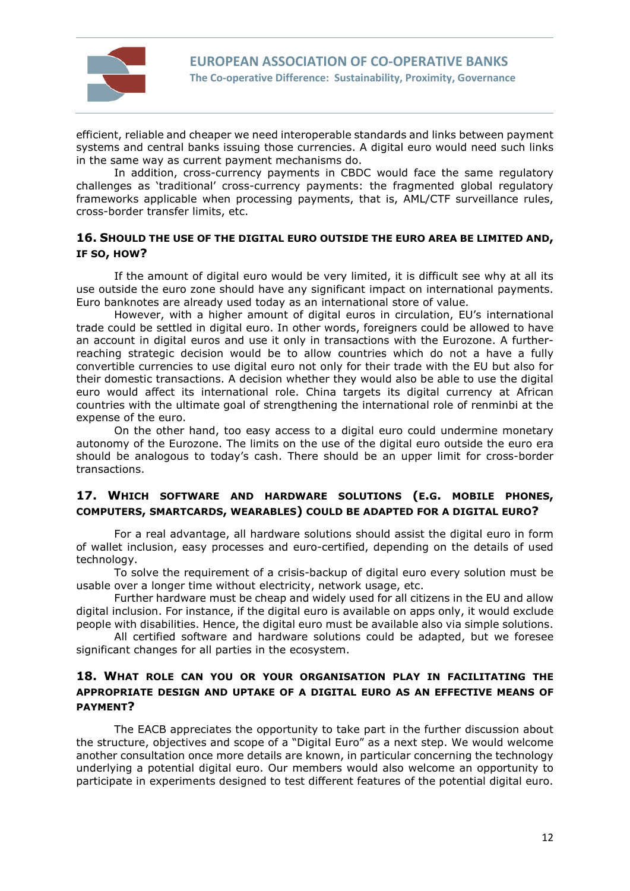efficient, reliable and cheaper we need interoperable standards and links between payment systems and central banks issuing those currencies. A digital euro would need such links in the same way as current payment mechanisms do.

In addition, cross-currency payments in CBDC would face the same regulatory challenges as 'traditional' cross-currency payments: the fragmented global regulatory frameworks applicable when processing payments, that is, AML/CTF surveillance rules, cross-border transfer limits, etc.

### 16. Should the use of the digital euro outside the euro area be limited and, if so, how?

If the amount of digital euro would be very limited, it is difficult see why at all its use outside the euro zone should have any significant impact on international payments. Euro banknotes are already used today as an international store of value.

However, with a higher amount of digital euros in circulation, EU's international trade could be settled in digital euro. In other words, foreigners could be allowed to have an account in digital euros and use it only in transactions with the Eurozone. A further-reaching strategic decision would be to allow countries which do not a have a fully convertible currencies to use digital euro not only for their trade with the EU but also for their domestic transactions. A decision whether they would also be able to use the digital euro would affect its international role. China targets its digital currency at African countries with the ultimate goal of strengthening the international role of renminbi at the expense of the euro.

On the other hand, too easy access to a digital euro could undermine monetary autonomy of the Eurozone. The limits on the use of the digital euro outside the euro era should be analogous to today's cash. There should be an upper limit for cross-border transactions.

### 17. Which software and hardware solutions (e.g. mobile phones, computers, smartcards, wearables) could be adapted for a digital euro?

For a real advantage, all hardware solutions should assist the digital euro in form of wallet inclusion, easy processes and euro-certified, depending on the details of used technology.

To solve the requirement of a crisis-backup of digital euro every solution must be usable over a longer time without electricity, network usage, etc.

Further hardware must be cheap and widely used for all citizens in the EU and allow digital inclusion. For instance, if the digital euro is available on apps only, it would exclude people with disabilities. Hence, the digital euro must be available also via simple solutions.

All certified software and hardware solutions could be adapted, but we foresee significant changes for all parties in the ecosystem.

### 18. What role can you or your organisation play in facilitating the appropriate design and uptake of a digital euro as an effective means of payment?

The EACB appreciates the opportunity to take part in the further discussion about the structure, objectives and scope of a "Digital Euro" as a next step. We would welcome another consultation once more details are known, in particular concerning the technology underlying a potential digital euro. Our members would also welcome an opportunity to participate in experiments designed to test different features of the potential digital euro.